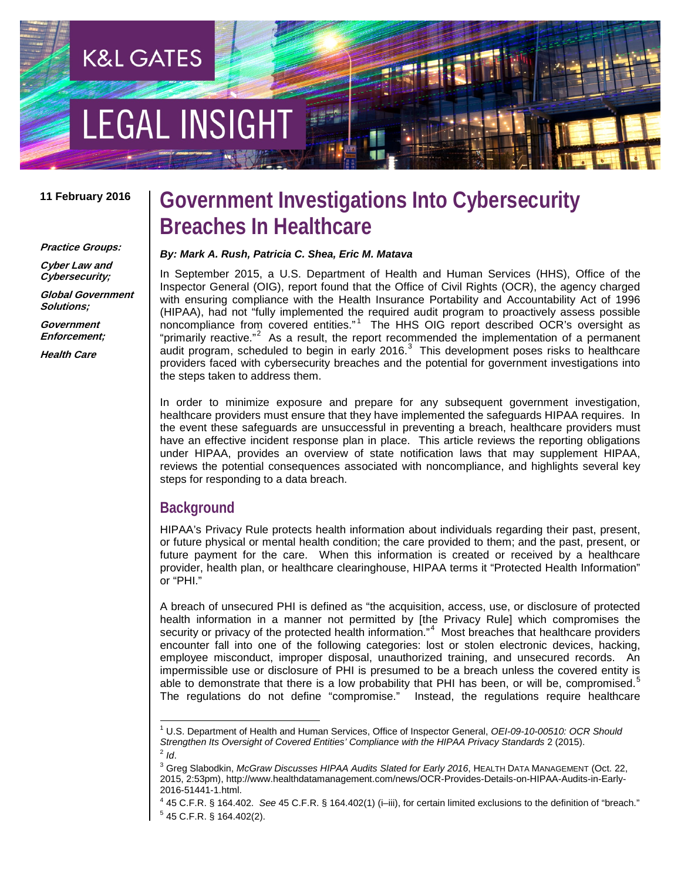K&L GATES

LEGAL INSIGHT

**11 February 2016**

***Practice Groups:***

***Cyber Law and Cybersecurity;***

***Global Government Solutions;***

***Government Enforcement;***

***Health Care***

# Government Investigations Into Cybersecurity Breaches In Healthcare

***By: Mark A. Rush, Patricia C. Shea, Eric M. Matava***

In September 2015, a U.S. Department of Health and Human Services (HHS), Office of the Inspector General (OIG), report found that the Office of Civil Rights (OCR), the agency charged with ensuring compliance with the Health Insurance Portability and Accountability Act of 1996 (HIPAA), had not "fully implemented the required audit program to proactively assess possible noncompliance from covered entities."[1] The HHS OIG report described OCR's oversight as "primarily reactive."[2] As a result, the report recommended the implementation of a permanent audit program, scheduled to begin in early 2016.[3] This development poses risks to healthcare providers faced with cybersecurity breaches and the potential for government investigations into the steps taken to address them.

In order to minimize exposure and prepare for any subsequent government investigation, healthcare providers must ensure that they have implemented the safeguards HIPAA requires. In the event these safeguards are unsuccessful in preventing a breach, healthcare providers must have an effective incident response plan in place. This article reviews the reporting obligations under HIPAA, provides an overview of state notification laws that may supplement HIPAA, reviews the potential consequences associated with noncompliance, and highlights several key steps for responding to a data breach.

## Background

HIPAA's Privacy Rule protects health information about individuals regarding their past, present, or future physical or mental health condition; the care provided to them; and the past, present, or future payment for the care. When this information is created or received by a healthcare provider, health plan, or healthcare clearinghouse, HIPAA terms it "Protected Health Information" or "PHI."

A breach of unsecured PHI is defined as "the acquisition, access, use, or disclosure of protected health information in a manner not permitted by [the Privacy Rule] which compromises the security or privacy of the protected health information."[4] Most breaches that healthcare providers encounter fall into one of the following categories: lost or stolen electronic devices, hacking, employee misconduct, improper disposal, unauthorized training, and unsecured records. An impermissible use or disclosure of PHI is presumed to be a breach unless the covered entity is able to demonstrate that there is a low probability that PHI has been, or will be, compromised.[5] The regulations do not define "compromise." Instead, the regulations require healthcare

---

[1] U.S. Department of Health and Human Services, Office of Inspector General, *OEI-09-10-00510: OCR Should Strengthen Its Oversight of Covered Entities' Compliance with the HIPAA Privacy Standards* 2 (2015).

[2] *Id*.

[3] Greg Slabodkin, *McGraw Discusses HIPAA Audits Slated for Early 2016*, HEALTH DATA MANAGEMENT (Oct. 22, 2015, 2:53pm), http://www.healthdatamanagement.com/news/OCR-Provides-Details-on-HIPAA-Audits-in-Early-2016-51441-1.html.

[4] 45 C.F.R. § 164.402. *See* 45 C.F.R. § 164.402(1) (i–iii), for certain limited exclusions to the definition of "breach."

[5] 45 C.F.R. § 164.402(2).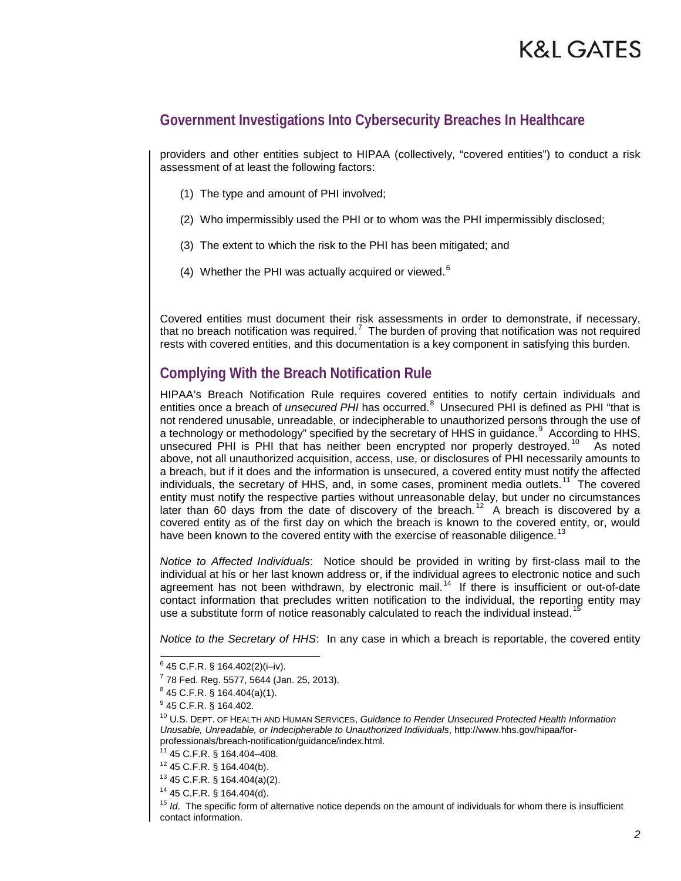providers and other entities subject to HIPAA (collectively, "covered entities") to conduct a risk assessment of at least the following factors:

(1) The type and amount of PHI involved;

(2) Who impermissibly used the PHI or to whom was the PHI impermissibly disclosed;

(3) The extent to which the risk to the PHI has been mitigated; and

(4) Whether the PHI was actually acquired or viewed.[6]

Covered entities must document their risk assessments in order to demonstrate, if necessary, that no breach notification was required.[7] The burden of proving that notification was not required rests with covered entities, and this documentation is a key component in satisfying this burden.

## Complying With the Breach Notification Rule

HIPAA's Breach Notification Rule requires covered entities to notify certain individuals and entities once a breach of *unsecured PHI* has occurred.[8] Unsecured PHI is defined as PHI "that is not rendered unusable, unreadable, or indecipherable to unauthorized persons through the use of a technology or methodology" specified by the secretary of HHS in guidance.[9] According to HHS, unsecured PHI is PHI that has neither been encrypted nor properly destroyed.[10] As noted above, not all unauthorized acquisition, access, use, or disclosures of PHI necessarily amounts to a breach, but if it does and the information is unsecured, a covered entity must notify the affected individuals, the secretary of HHS, and, in some cases, prominent media outlets.[11] The covered entity must notify the respective parties without unreasonable delay, but under no circumstances later than 60 days from the date of discovery of the breach.[12] A breach is discovered by a covered entity as of the first day on which the breach is known to the covered entity, or, would have been known to the covered entity with the exercise of reasonable diligence.[13]

*Notice to Affected Individuals*: Notice should be provided in writing by first-class mail to the individual at his or her last known address or, if the individual agrees to electronic notice and such agreement has not been withdrawn, by electronic mail.[14] If there is insufficient or out-of-date contact information that precludes written notification to the individual, the reporting entity may use a substitute form of notice reasonably calculated to reach the individual instead.[15]

*Notice to the Secretary of HHS*: In any case in which a breach is reportable, the covered entity

---

[6] 45 C.F.R. § 164.402(2)(i–iv).

[7] 78 Fed. Reg. 5577, 5644 (Jan. 25, 2013).

[8] 45 C.F.R. § 164.404(a)(1).

[9] 45 C.F.R. § 164.402.

[10] U.S. DEPT. OF HEALTH AND HUMAN SERVICES, *Guidance to Render Unsecured Protected Health Information Unusable, Unreadable, or Indecipherable to Unauthorized Individuals*, http://www.hhs.gov/hipaa/for-professionals/breach-notification/guidance/index.html.

[11] 45 C.F.R. § 164.404–408.

[12] 45 C.F.R. § 164.404(b).

[13] 45 C.F.R. § 164.404(a)(2).

[14] 45 C.F.R. § 164.404(d).

[15] *Id*. The specific form of alternative notice depends on the amount of individuals for whom there is insufficient contact information.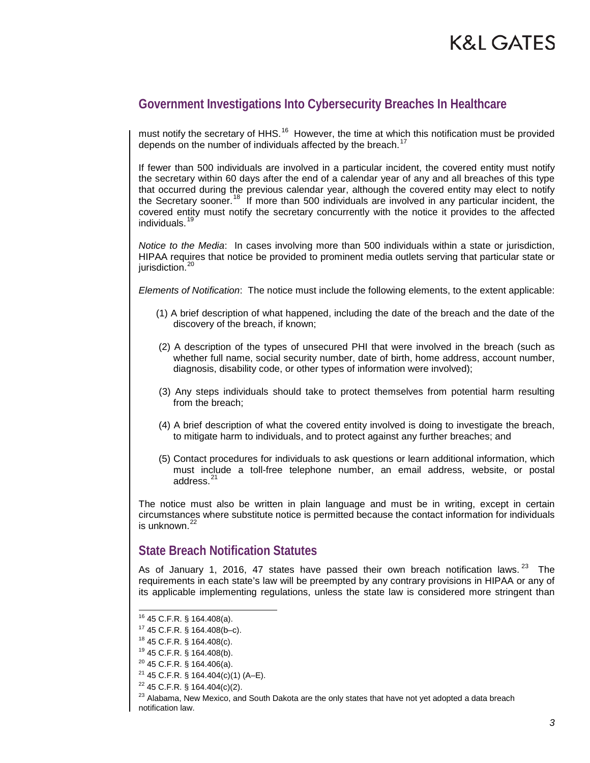## Government Investigations Into Cybersecurity Breaches In Healthcare

must notify the secretary of HHS.[16] However, the time at which this notification must be provided depends on the number of individuals affected by the breach.[17]

If fewer than 500 individuals are involved in a particular incident, the covered entity must notify the secretary within 60 days after the end of a calendar year of any and all breaches of this type that occurred during the previous calendar year, although the covered entity may elect to notify the Secretary sooner.[18] If more than 500 individuals are involved in any particular incident, the covered entity must notify the secretary concurrently with the notice it provides to the affected individuals.[19]

*Notice to the Media*: In cases involving more than 500 individuals within a state or jurisdiction, HIPAA requires that notice be provided to prominent media outlets serving that particular state or jurisdiction.[20]

*Elements of Notification*: The notice must include the following elements, to the extent applicable:

(1) A brief description of what happened, including the date of the breach and the date of the discovery of the breach, if known;

(2) A description of the types of unsecured PHI that were involved in the breach (such as whether full name, social security number, date of birth, home address, account number, diagnosis, disability code, or other types of information were involved);

(3) Any steps individuals should take to protect themselves from potential harm resulting from the breach;

(4) A brief description of what the covered entity involved is doing to investigate the breach, to mitigate harm to individuals, and to protect against any further breaches; and

(5) Contact procedures for individuals to ask questions or learn additional information, which must include a toll-free telephone number, an email address, website, or postal address.[21]

The notice must also be written in plain language and must be in writing, except in certain circumstances where substitute notice is permitted because the contact information for individuals is unknown.[22]

## State Breach Notification Statutes

As of January 1, 2016, 47 states have passed their own breach notification laws.[23] The requirements in each state's law will be preempted by any contrary provisions in HIPAA or any of its applicable implementing regulations, unless the state law is considered more stringent than

---

[16] 45 C.F.R. § 164.408(a).

[17] 45 C.F.R. § 164.408(b–c).

[18] 45 C.F.R. § 164.408(c).

[19] 45 C.F.R. § 164.408(b).

[20] 45 C.F.R. § 164.406(a).

[21] 45 C.F.R. § 164.404(c)(1) (A–E).

[22] 45 C.F.R. § 164.404(c)(2).

[23] Alabama, New Mexico, and South Dakota are the only states that have not yet adopted a data breach notification law.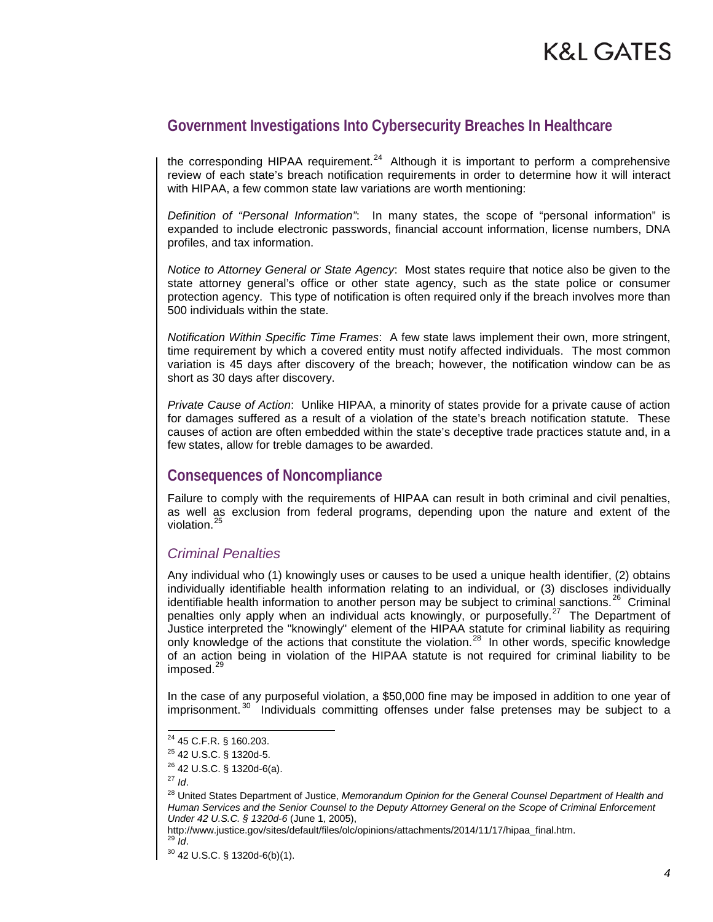the corresponding HIPAA requirement.[24] Although it is important to perform a comprehensive review of each state's breach notification requirements in order to determine how it will interact with HIPAA, a few common state law variations are worth mentioning:

*Definition of "Personal Information"*: In many states, the scope of "personal information" is expanded to include electronic passwords, financial account information, license numbers, DNA profiles, and tax information.

*Notice to Attorney General or State Agency*: Most states require that notice also be given to the state attorney general's office or other state agency, such as the state police or consumer protection agency. This type of notification is often required only if the breach involves more than 500 individuals within the state.

*Notification Within Specific Time Frames*: A few state laws implement their own, more stringent, time requirement by which a covered entity must notify affected individuals. The most common variation is 45 days after discovery of the breach; however, the notification window can be as short as 30 days after discovery.

*Private Cause of Action*: Unlike HIPAA, a minority of states provide for a private cause of action for damages suffered as a result of a violation of the state's breach notification statute. These causes of action are often embedded within the state's deceptive trade practices statute and, in a few states, allow for treble damages to be awarded.

## Consequences of Noncompliance

Failure to comply with the requirements of HIPAA can result in both criminal and civil penalties, as well as exclusion from federal programs, depending upon the nature and extent of the violation.[25]

### *Criminal Penalties*

Any individual who (1) knowingly uses or causes to be used a unique health identifier, (2) obtains individually identifiable health information relating to an individual, or (3) discloses individually identifiable health information to another person may be subject to criminal sanctions.[26] Criminal penalties only apply when an individual acts knowingly, or purposefully.[27] The Department of Justice interpreted the "knowingly" element of the HIPAA statute for criminal liability as requiring only knowledge of the actions that constitute the violation.[28] In other words, specific knowledge of an action being in violation of the HIPAA statute is not required for criminal liability to be imposed.[29]

In the case of any purposeful violation, a $50,000 fine may be imposed in addition to one year of imprisonment.[30] Individuals committing offenses under false pretenses may be subject to a

---

[24] 45 C.F.R. § 160.203.

[25] 42 U.S.C. § 1320d-5.

[26] 42 U.S.C. § 1320d-6(a).

[27] *Id*.

[28] United States Department of Justice, *Memorandum Opinion for the General Counsel Department of Health and Human Services and the Senior Counsel to the Deputy Attorney General on the Scope of Criminal Enforcement Under 42 U.S.C. § 1320d-6* (June 1, 2005), http://www.justice.gov/sites/default/files/olc/opinions/attachments/2014/11/17/hipaa_final.htm.

[29] *Id*.

[30] 42 U.S.C. § 1320d-6(b)(1).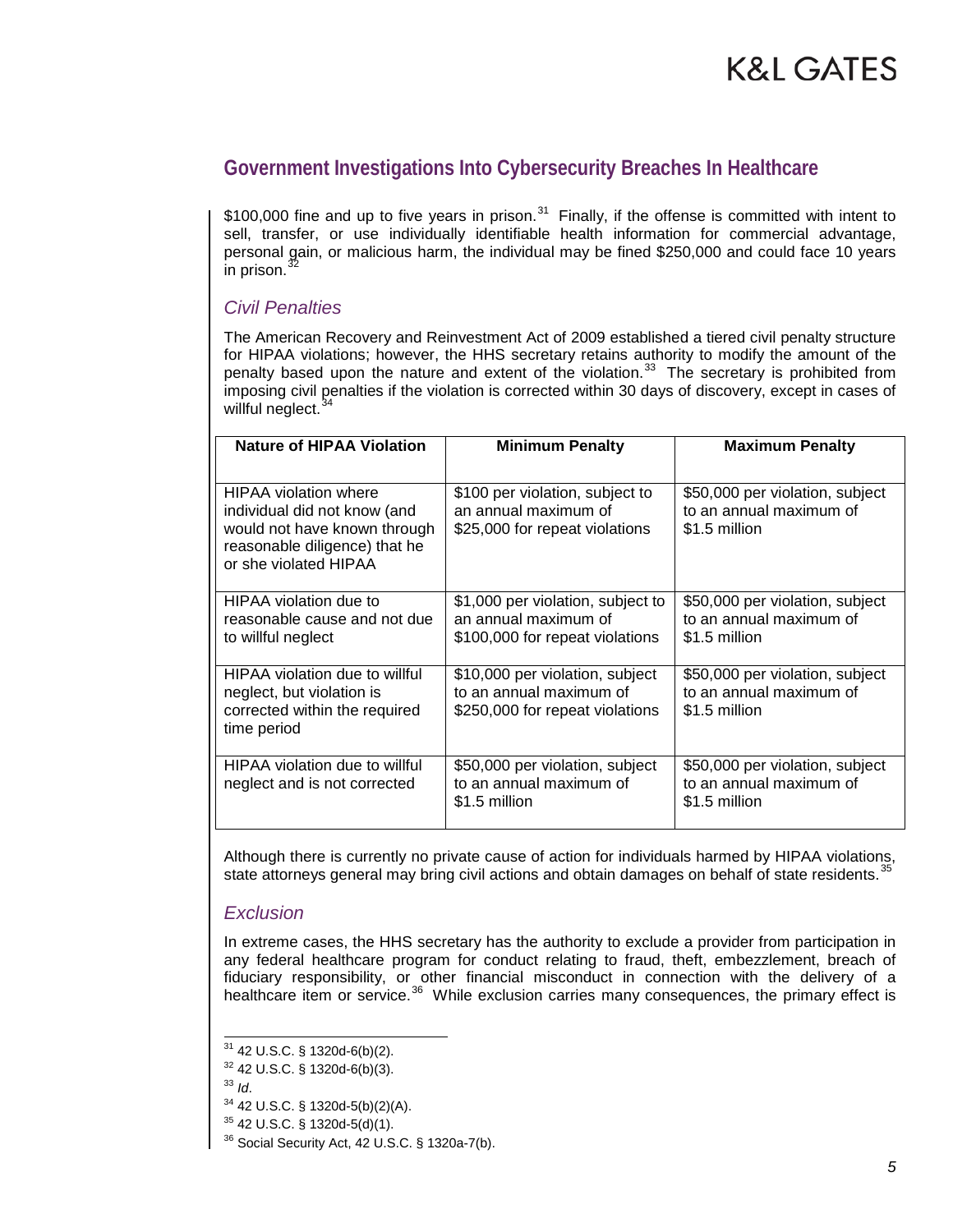$100,000 fine and up to five years in prison.[31] Finally, if the offense is committed with intent to sell, transfer, or use individually identifiable health information for commercial advantage, personal gain, or malicious harm, the individual may be fined $250,000 and could face 10 years in prison.[32]

### *Civil Penalties*

The American Recovery and Reinvestment Act of 2009 established a tiered civil penalty structure for HIPAA violations; however, the HHS secretary retains authority to modify the amount of the penalty based upon the nature and extent of the violation.[33] The secretary is prohibited from imposing civil penalties if the violation is corrected within 30 days of discovery, except in cases of willful neglect.[34]

| Nature of HIPAA Violation | Minimum Penalty | Maximum Penalty |
|---|---|---|
| HIPAA violation where individual did not know (and would not have known through reasonable diligence) that he or she violated HIPAA | $100 per violation, subject to an annual maximum of $25,000 for repeat violations | $50,000 per violation, subject to an annual maximum of $1.5 million |
| HIPAA violation due to reasonable cause and not due to willful neglect | $1,000 per violation, subject to an annual maximum of $100,000 for repeat violations | $50,000 per violation, subject to an annual maximum of $1.5 million |
| HIPAA violation due to willful neglect, but violation is corrected within the required time period | $10,000 per violation, subject to an annual maximum of $250,000 for repeat violations | $50,000 per violation, subject to an annual maximum of $1.5 million |
| HIPAA violation due to willful neglect and is not corrected | $50,000 per violation, subject to an annual maximum of $1.5 million | $50,000 per violation, subject to an annual maximum of $1.5 million |

Although there is currently no private cause of action for individuals harmed by HIPAA violations, state attorneys general may bring civil actions and obtain damages on behalf of state residents.[35]

### *Exclusion*

In extreme cases, the HHS secretary has the authority to exclude a provider from participation in any federal healthcare program for conduct relating to fraud, theft, embezzlement, breach of fiduciary responsibility, or other financial misconduct in connection with the delivery of a healthcare item or service.[36] While exclusion carries many consequences, the primary effect is

---

[31] 42 U.S.C. § 1320d-6(b)(2).

[32] 42 U.S.C. § 1320d-6(b)(3).

[33] *Id*.

[34] 42 U.S.C. § 1320d-5(b)(2)(A).

[35] 42 U.S.C. § 1320d-5(d)(1).

[36] Social Security Act, 42 U.S.C. § 1320a-7(b).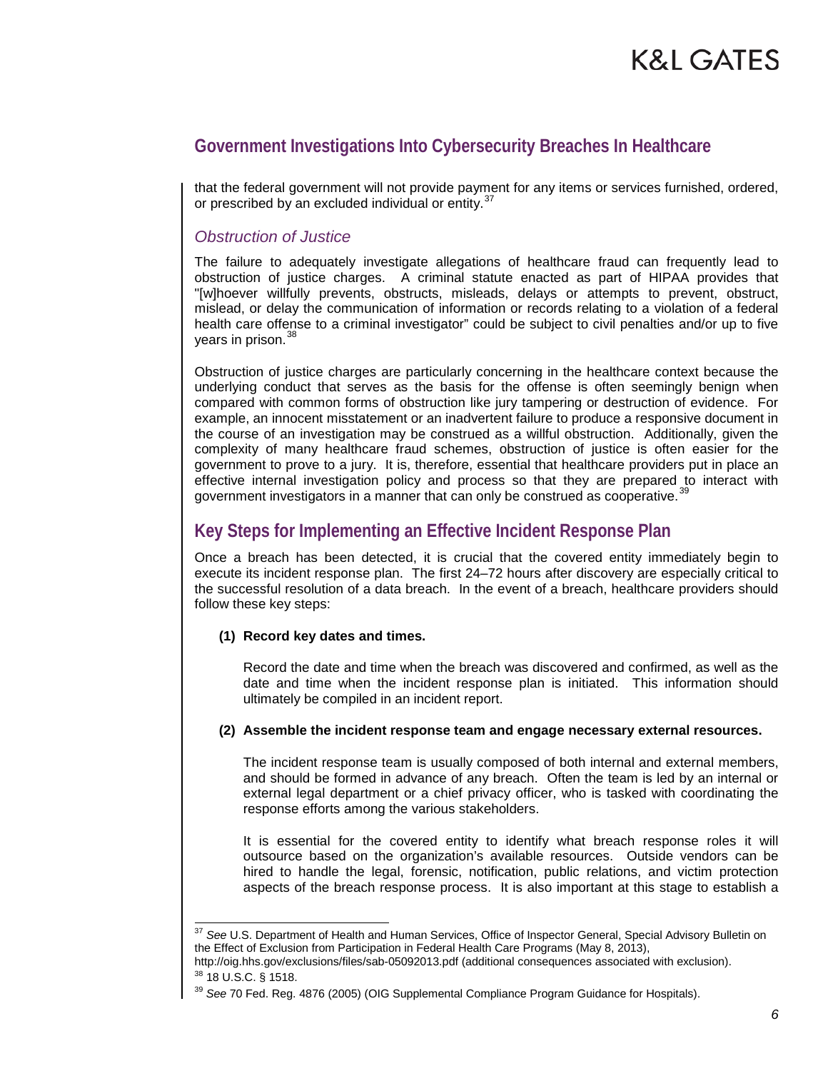that the federal government will not provide payment for any items or services furnished, ordered, or prescribed by an excluded individual or entity.[37]

### *Obstruction of Justice*

The failure to adequately investigate allegations of healthcare fraud can frequently lead to obstruction of justice charges. A criminal statute enacted as part of HIPAA provides that "[w]hoever willfully prevents, obstructs, misleads, delays or attempts to prevent, obstruct, mislead, or delay the communication of information or records relating to a violation of a federal health care offense to a criminal investigator" could be subject to civil penalties and/or up to five years in prison.[38]

Obstruction of justice charges are particularly concerning in the healthcare context because the underlying conduct that serves as the basis for the offense is often seemingly benign when compared with common forms of obstruction like jury tampering or destruction of evidence. For example, an innocent misstatement or an inadvertent failure to produce a responsive document in the course of an investigation may be construed as a willful obstruction. Additionally, given the complexity of many healthcare fraud schemes, obstruction of justice is often easier for the government to prove to a jury. It is, therefore, essential that healthcare providers put in place an effective internal investigation policy and process so that they are prepared to interact with government investigators in a manner that can only be construed as cooperative.[39]

## Key Steps for Implementing an Effective Incident Response Plan

Once a breach has been detected, it is crucial that the covered entity immediately begin to execute its incident response plan. The first 24–72 hours after discovery are especially critical to the successful resolution of a data breach. In the event of a breach, healthcare providers should follow these key steps:

**(1) Record key dates and times.**

Record the date and time when the breach was discovered and confirmed, as well as the date and time when the incident response plan is initiated. This information should ultimately be compiled in an incident report.

**(2) Assemble the incident response team and engage necessary external resources.**

The incident response team is usually composed of both internal and external members, and should be formed in advance of any breach. Often the team is led by an internal or external legal department or a chief privacy officer, who is tasked with coordinating the response efforts among the various stakeholders.

It is essential for the covered entity to identify what breach response roles it will outsource based on the organization's available resources. Outside vendors can be hired to handle the legal, forensic, notification, public relations, and victim protection aspects of the breach response process. It is also important at this stage to establish a

---

[37] *See* U.S. Department of Health and Human Services, Office of Inspector General, Special Advisory Bulletin on the Effect of Exclusion from Participation in Federal Health Care Programs (May 8, 2013), http://oig.hhs.gov/exclusions/files/sab-05092013.pdf (additional consequences associated with exclusion).

[38] 18 U.S.C. § 1518.

[39] *See* 70 Fed. Reg. 4876 (2005) (OIG Supplemental Compliance Program Guidance for Hospitals).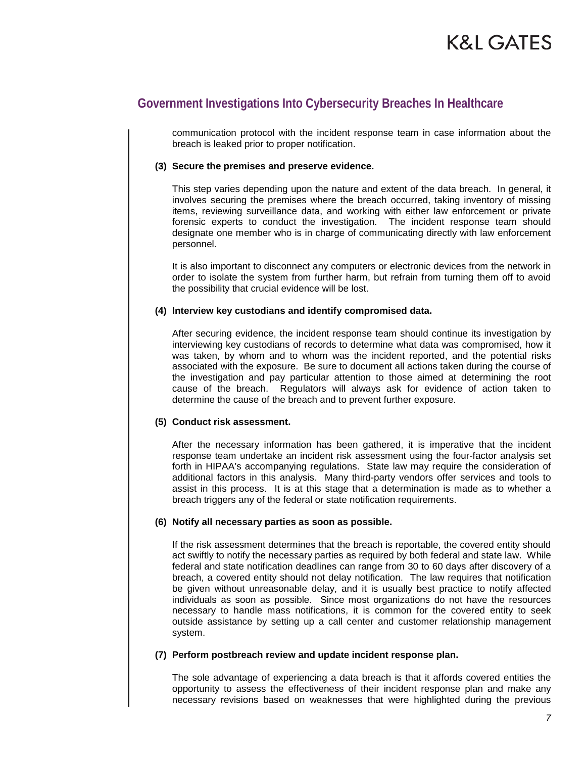communication protocol with the incident response team in case information about the breach is leaked prior to proper notification.

**(3) Secure the premises and preserve evidence.**

This step varies depending upon the nature and extent of the data breach. In general, it involves securing the premises where the breach occurred, taking inventory of missing items, reviewing surveillance data, and working with either law enforcement or private forensic experts to conduct the investigation. The incident response team should designate one member who is in charge of communicating directly with law enforcement personnel.

It is also important to disconnect any computers or electronic devices from the network in order to isolate the system from further harm, but refrain from turning them off to avoid the possibility that crucial evidence will be lost.

**(4) Interview key custodians and identify compromised data.**

After securing evidence, the incident response team should continue its investigation by interviewing key custodians of records to determine what data was compromised, how it was taken, by whom and to whom was the incident reported, and the potential risks associated with the exposure. Be sure to document all actions taken during the course of the investigation and pay particular attention to those aimed at determining the root cause of the breach. Regulators will always ask for evidence of action taken to determine the cause of the breach and to prevent further exposure.

**(5) Conduct risk assessment.**

After the necessary information has been gathered, it is imperative that the incident response team undertake an incident risk assessment using the four-factor analysis set forth in HIPAA's accompanying regulations. State law may require the consideration of additional factors in this analysis. Many third-party vendors offer services and tools to assist in this process. It is at this stage that a determination is made as to whether a breach triggers any of the federal or state notification requirements.

**(6) Notify all necessary parties as soon as possible.**

If the risk assessment determines that the breach is reportable, the covered entity should act swiftly to notify the necessary parties as required by both federal and state law. While federal and state notification deadlines can range from 30 to 60 days after discovery of a breach, a covered entity should not delay notification. The law requires that notification be given without unreasonable delay, and it is usually best practice to notify affected individuals as soon as possible. Since most organizations do not have the resources necessary to handle mass notifications, it is common for the covered entity to seek outside assistance by setting up a call center and customer relationship management system.

**(7) Perform postbreach review and update incident response plan.**

The sole advantage of experiencing a data breach is that it affords covered entities the opportunity to assess the effectiveness of their incident response plan and make any necessary revisions based on weaknesses that were highlighted during the previous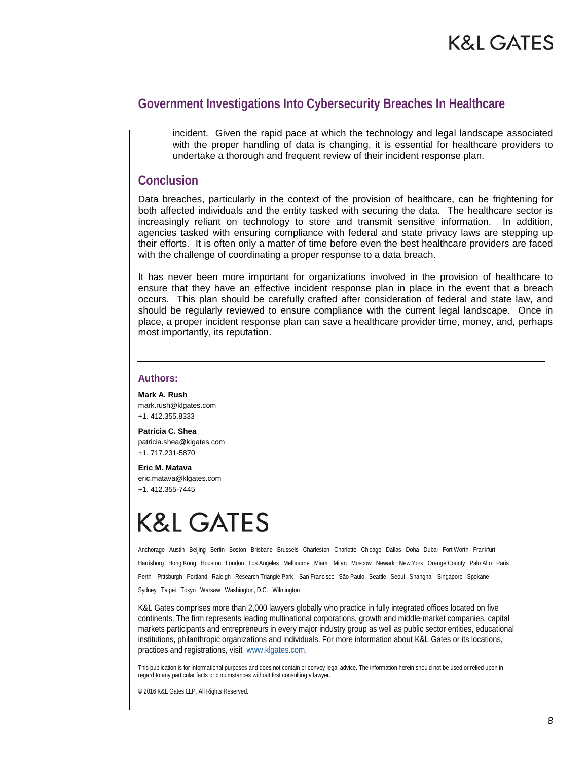incident. Given the rapid pace at which the technology and legal landscape associated with the proper handling of data is changing, it is essential for healthcare providers to undertake a thorough and frequent review of their incident response plan.

## Conclusion

Data breaches, particularly in the context of the provision of healthcare, can be frightening for both affected individuals and the entity tasked with securing the data. The healthcare sector is increasingly reliant on technology to store and transmit sensitive information. In addition, agencies tasked with ensuring compliance with federal and state privacy laws are stepping up their efforts. It is often only a matter of time before even the best healthcare providers are faced with the challenge of coordinating a proper response to a data breach.

It has never been more important for organizations involved in the provision of healthcare to ensure that they have an effective incident response plan in place in the event that a breach occurs. This plan should be carefully crafted after consideration of federal and state law, and should be regularly reviewed to ensure compliance with the current legal landscape. Once in place, a proper incident response plan can save a healthcare provider time, money, and, perhaps most importantly, its reputation.

---

**Authors:**

**Mark A. Rush**
mark.rush@klgates.com
+1. 412.355.8333

**Patricia C. Shea**
patricia.shea@klgates.com
+1. 717.231-5870

**Eric M. Matava**
eric.matava@klgates.com
+1. 412.355-7445

# K&L GATES

Anchorage Austin Beijing Berlin Boston Brisbane Brussels Charleston Charlotte Chicago Dallas Doha Dubai Fort Worth Frankfurt Harrisburg Hong Kong Houston London Los Angeles Melbourne Miami Milan Moscow Newark New York Orange County Palo Alto Paris Perth Pittsburgh Portland Raleigh Research Triangle Park San Francisco São Paulo Seattle Seoul Shanghai Singapore Spokane Sydney Taipei Tokyo Warsaw Washington, D.C. Wilmington

K&L Gates comprises more than 2,000 lawyers globally who practice in fully integrated offices located on five continents. The firm represents leading multinational corporations, growth and middle-market companies, capital markets participants and entrepreneurs in every major industry group as well as public sector entities, educational institutions, philanthropic organizations and individuals. For more information about K&L Gates or its locations, practices and registrations, visit www.klgates.com.

This publication is for informational purposes and does not contain or convey legal advice. The information herein should not be used or relied upon in regard to any particular facts or circumstances without first consulting a lawyer.

© 2016 K&L Gates LLP. All Rights Reserved.